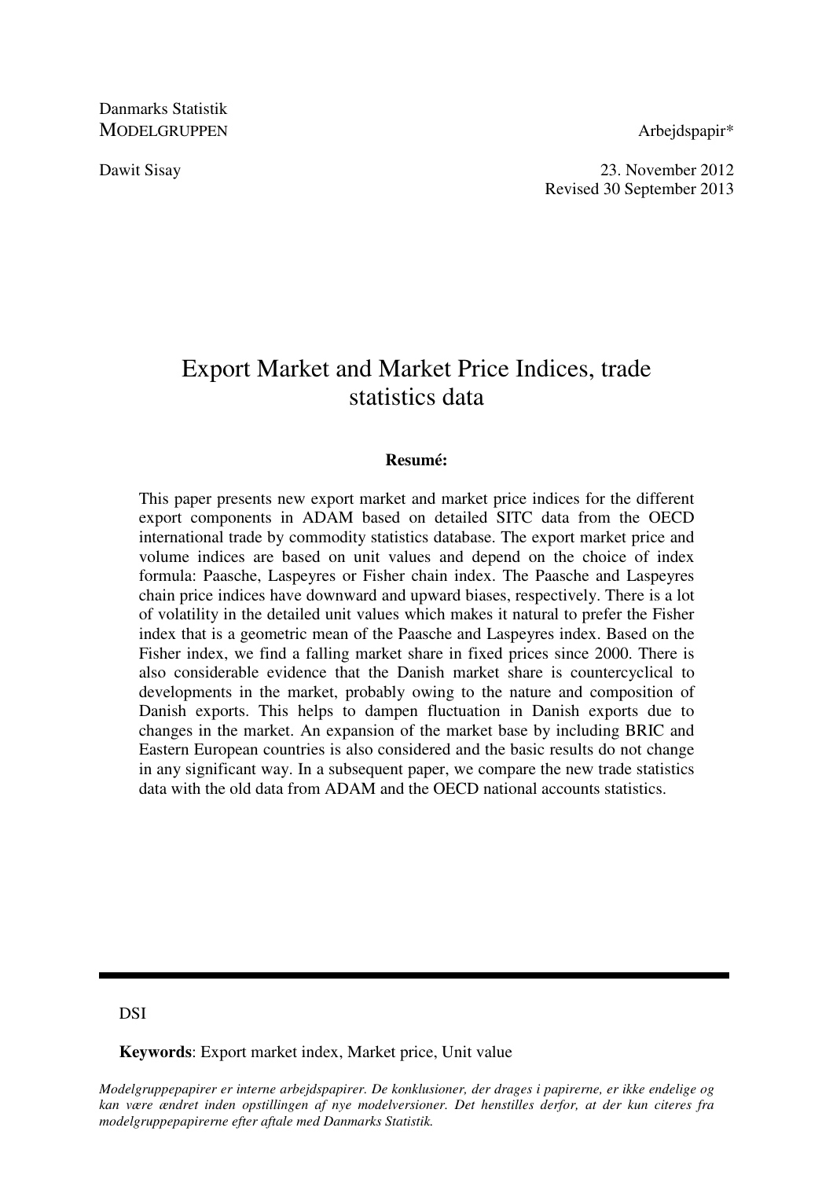Danmarks Statistik
MODELGRUPPEN

Arbejdspapir*

Dawit Sisay

23. November 2012
Revised 30 September 2013

# Export Market and Market Price Indices, trade statistics data

**Resumé:**

This paper presents new export market and market price indices for the different export components in ADAM based on detailed SITC data from the OECD international trade by commodity statistics database. The export market price and volume indices are based on unit values and depend on the choice of index formula: Paasche, Laspeyres or Fisher chain index. The Paasche and Laspeyres chain price indices have downward and upward biases, respectively. There is a lot of volatility in the detailed unit values which makes it natural to prefer the Fisher index that is a geometric mean of the Paasche and Laspeyres index. Based on the Fisher index, we find a falling market share in fixed prices since 2000. There is also considerable evidence that the Danish market share is countercyclical to developments in the market, probably owing to the nature and composition of Danish exports. This helps to dampen fluctuation in Danish exports due to changes in the market. An expansion of the market base by including BRIC and Eastern European countries is also considered and the basic results do not change in any significant way. In a subsequent paper, we compare the new trade statistics data with the old data from ADAM and the OECD national accounts statistics.

---

DSI

**Keywords**: Export market index, Market price, Unit value

*Modelgruppepapirer er interne arbejdspapirer. De konklusioner, der drages i papirerne, er ikke endelige og kan være ændret inden opstillingen af nye modelversioner. Det henstilles derfor, at der kun citeres fra modelgruppepapirerne efter aftale med Danmarks Statistik.*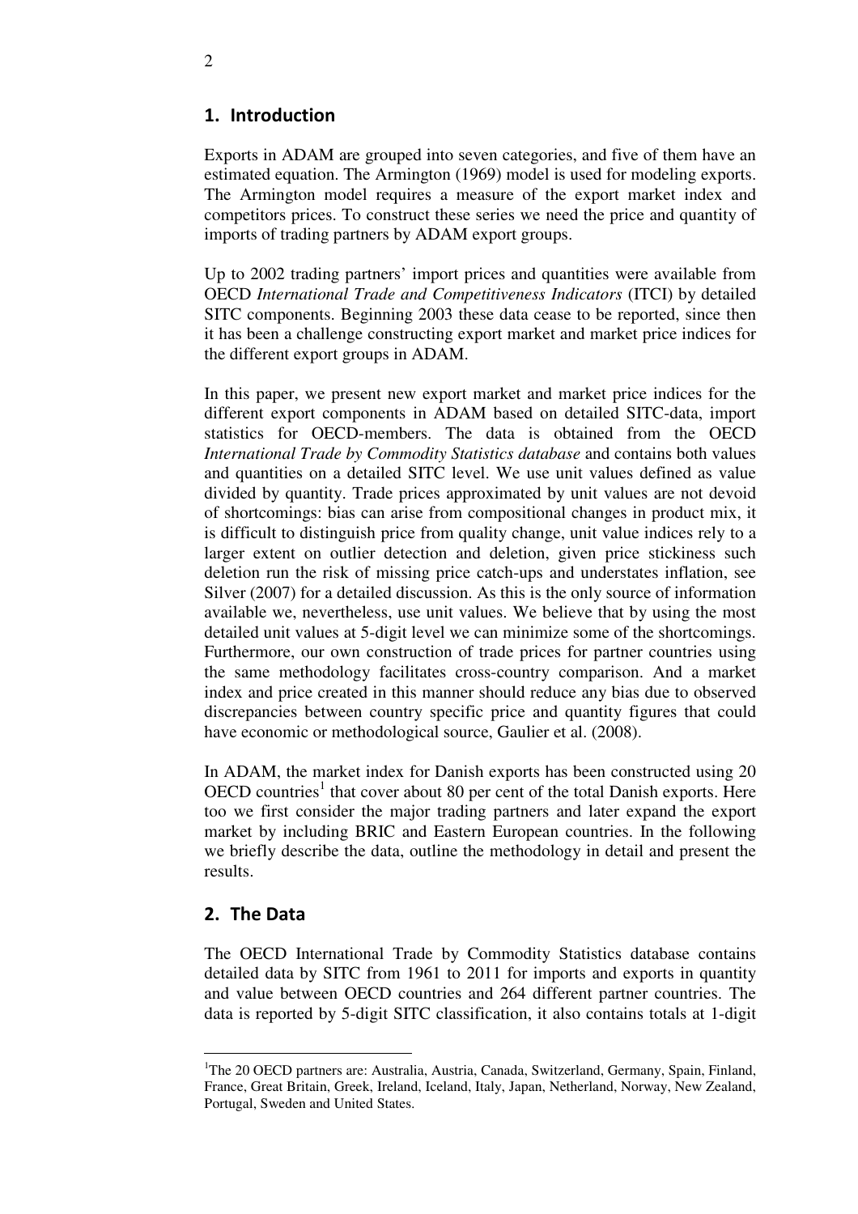## 1. Introduction

Exports in ADAM are grouped into seven categories, and five of them have an estimated equation. The Armington (1969) model is used for modeling exports. The Armington model requires a measure of the export market index and competitors prices. To construct these series we need the price and quantity of imports of trading partners by ADAM export groups.

Up to 2002 trading partners' import prices and quantities were available from OECD *International Trade and Competitiveness Indicators* (ITCI) by detailed SITC components. Beginning 2003 these data cease to be reported, since then it has been a challenge constructing export market and market price indices for the different export groups in ADAM.

In this paper, we present new export market and market price indices for the different export components in ADAM based on detailed SITC-data, import statistics for OECD-members. The data is obtained from the OECD *International Trade by Commodity Statistics database* and contains both values and quantities on a detailed SITC level. We use unit values defined as value divided by quantity. Trade prices approximated by unit values are not devoid of shortcomings: bias can arise from compositional changes in product mix, it is difficult to distinguish price from quality change, unit value indices rely to a larger extent on outlier detection and deletion, given price stickiness such deletion run the risk of missing price catch-ups and understates inflation, see Silver (2007) for a detailed discussion. As this is the only source of information available we, nevertheless, use unit values. We believe that by using the most detailed unit values at 5-digit level we can minimize some of the shortcomings. Furthermore, our own construction of trade prices for partner countries using the same methodology facilitates cross-country comparison. And a market index and price created in this manner should reduce any bias due to observed discrepancies between country specific price and quantity figures that could have economic or methodological source, Gaulier et al. (2008).

In ADAM, the market index for Danish exports has been constructed using 20 OECD countries[1] that cover about 80 per cent of the total Danish exports. Here too we first consider the major trading partners and later expand the export market by including BRIC and Eastern European countries. In the following we briefly describe the data, outline the methodology in detail and present the results.

## 2. The Data

The OECD International Trade by Commodity Statistics database contains detailed data by SITC from 1961 to 2011 for imports and exports in quantity and value between OECD countries and 264 different partner countries. The data is reported by 5-digit SITC classification, it also contains totals at 1-digit

[1]The 20 OECD partners are: Australia, Austria, Canada, Switzerland, Germany, Spain, Finland, France, Great Britain, Greek, Ireland, Iceland, Italy, Japan, Netherland, Norway, New Zealand, Portugal, Sweden and United States.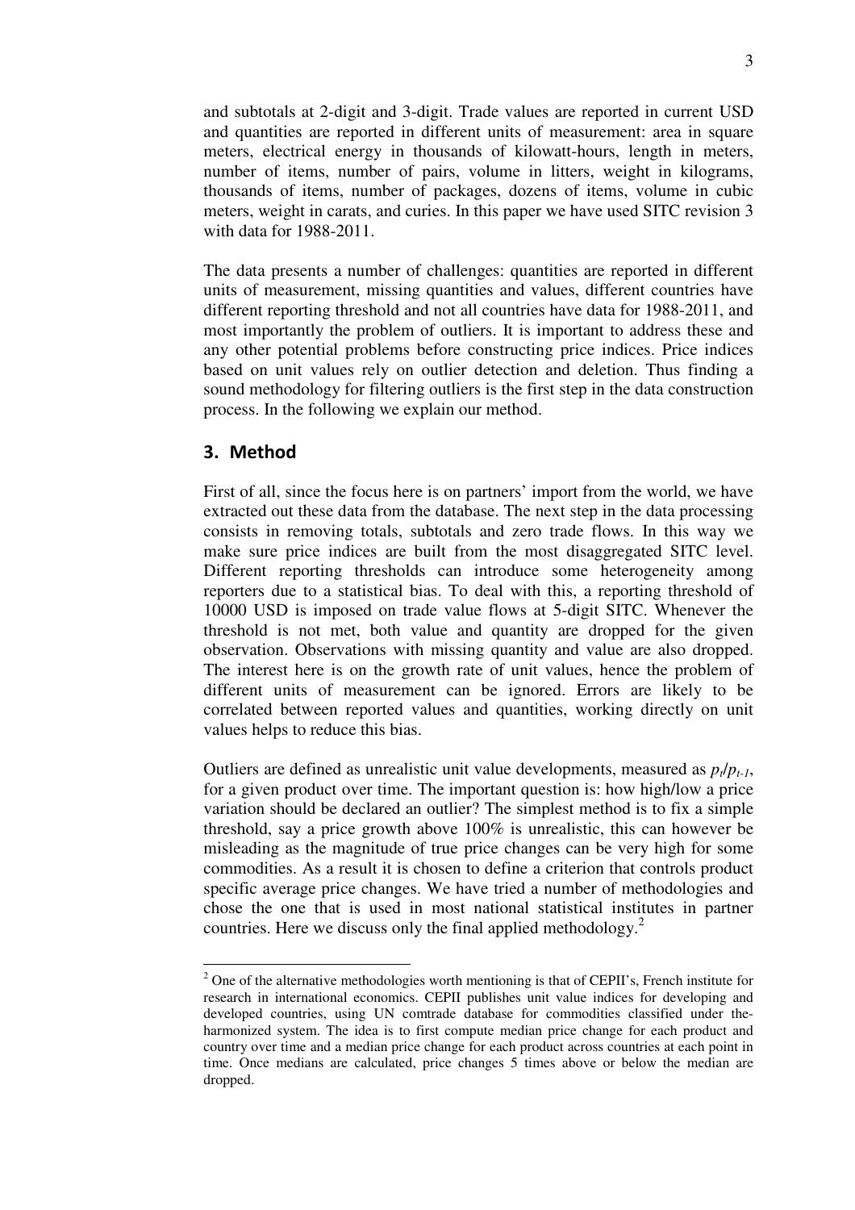and subtotals at 2-digit and 3-digit. Trade values are reported in current USD and quantities are reported in different units of measurement: area in square meters, electrical energy in thousands of kilowatt-hours, length in meters, number of items, number of pairs, volume in litters, weight in kilograms, thousands of items, number of packages, dozens of items, volume in cubic meters, weight in carats, and curies. In this paper we have used SITC revision 3 with data for 1988-2011.

The data presents a number of challenges: quantities are reported in different units of measurement, missing quantities and values, different countries have different reporting threshold and not all countries have data for 1988-2011, and most importantly the problem of outliers. It is important to address these and any other potential problems before constructing price indices. Price indices based on unit values rely on outlier detection and deletion. Thus finding a sound methodology for filtering outliers is the first step in the data construction process. In the following we explain our method.

## 3. Method

First of all, since the focus here is on partners' import from the world, we have extracted out these data from the database. The next step in the data processing consists in removing totals, subtotals and zero trade flows. In this way we make sure price indices are built from the most disaggregated SITC level. Different reporting thresholds can introduce some heterogeneity among reporters due to a statistical bias. To deal with this, a reporting threshold of 10000 USD is imposed on trade value flows at 5-digit SITC. Whenever the threshold is not met, both value and quantity are dropped for the given observation. Observations with missing quantity and value are also dropped. The interest here is on the growth rate of unit values, hence the problem of different units of measurement can be ignored. Errors are likely to be correlated between reported values and quantities, working directly on unit values helps to reduce this bias.

Outliers are defined as unrealistic unit value developments, measured as $p_t/p_{t-1}$, for a given product over time. The important question is: how high/low a price variation should be declared an outlier? The simplest method is to fix a simple threshold, say a price growth above 100% is unrealistic, this can however be misleading as the magnitude of true price changes can be very high for some commodities. As a result it is chosen to define a criterion that controls product specific average price changes. We have tried a number of methodologies and chose the one that is used in most national statistical institutes in partner countries. Here we discuss only the final applied methodology.[2]

[2] One of the alternative methodologies worth mentioning is that of CEPII's, French institute for research in international economics. CEPII publishes unit value indices for developing and developed countries, using UN comtrade database for commodities classified under theharmonized system. The idea is to first compute median price change for each product and country over time and a median price change for each product across countries at each point in time. Once medians are calculated, price changes 5 times above or below the median are dropped.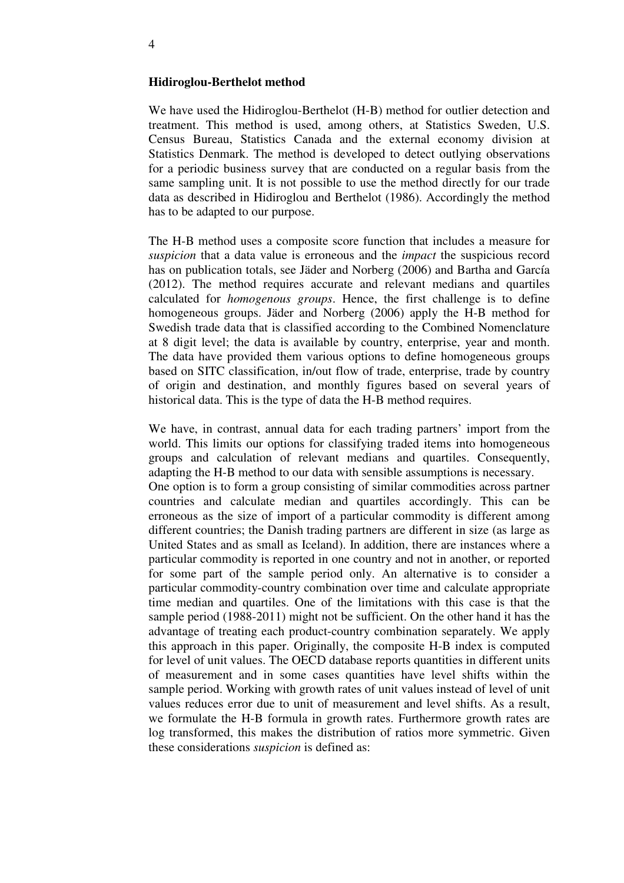**Hidiroglou-Berthelot method**

We have used the Hidiroglou-Berthelot (H-B) method for outlier detection and treatment. This method is used, among others, at Statistics Sweden, U.S. Census Bureau, Statistics Canada and the external economy division at Statistics Denmark. The method is developed to detect outlying observations for a periodic business survey that are conducted on a regular basis from the same sampling unit. It is not possible to use the method directly for our trade data as described in Hidiroglou and Berthelot (1986). Accordingly the method has to be adapted to our purpose.

The H-B method uses a composite score function that includes a measure for *suspicion* that a data value is erroneous and the *impact* the suspicious record has on publication totals, see Jäder and Norberg (2006) and Bartha and García (2012). The method requires accurate and relevant medians and quartiles calculated for *homogenous groups*. Hence, the first challenge is to define homogeneous groups. Jäder and Norberg (2006) apply the H-B method for Swedish trade data that is classified according to the Combined Nomenclature at 8 digit level; the data is available by country, enterprise, year and month. The data have provided them various options to define homogeneous groups based on SITC classification, in/out flow of trade, enterprise, trade by country of origin and destination, and monthly figures based on several years of historical data. This is the type of data the H-B method requires.

We have, in contrast, annual data for each trading partners' import from the world. This limits our options for classifying traded items into homogeneous groups and calculation of relevant medians and quartiles. Consequently, adapting the H-B method to our data with sensible assumptions is necessary.
One option is to form a group consisting of similar commodities across partner countries and calculate median and quartiles accordingly. This can be erroneous as the size of import of a particular commodity is different among different countries; the Danish trading partners are different in size (as large as United States and as small as Iceland). In addition, there are instances where a particular commodity is reported in one country and not in another, or reported for some part of the sample period only. An alternative is to consider a particular commodity-country combination over time and calculate appropriate time median and quartiles. One of the limitations with this case is that the sample period (1988-2011) might not be sufficient. On the other hand it has the advantage of treating each product-country combination separately. We apply this approach in this paper. Originally, the composite H-B index is computed for level of unit values. The OECD database reports quantities in different units of measurement and in some cases quantities have level shifts within the sample period. Working with growth rates of unit values instead of level of unit values reduces error due to unit of measurement and level shifts. As a result, we formulate the H-B formula in growth rates. Furthermore growth rates are log transformed, this makes the distribution of ratios more symmetric. Given these considerations *suspicion* is defined as: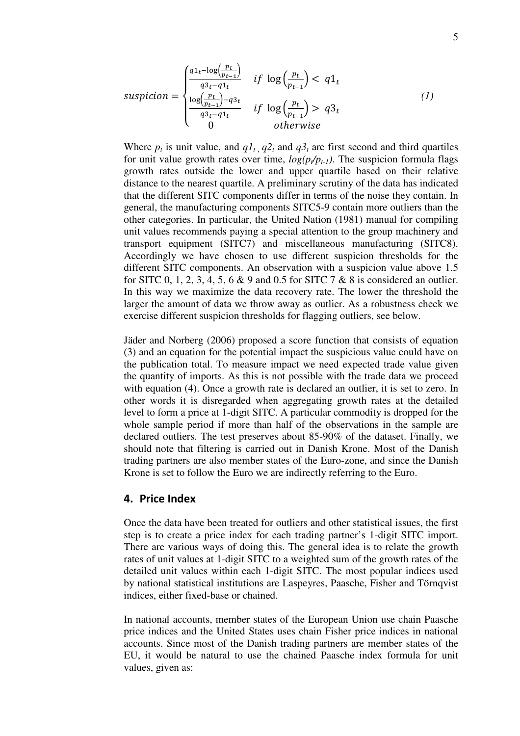$$
suspicion = \begin{cases} \frac{q1_t - \log\left(\frac{p_t}{p_{t-1}}\right)}{q3_t - q1_t} & if \ \log\left(\frac{p_t}{p_{t-1}}\right) < \ q1_t \\ \frac{\log\left(\frac{p_t}{p_{t-1}}\right) - q3_t}{q3_t - q1_t} & if \ \log\left(\frac{p_t}{p_{t-1}}\right) > \ q3_t \\ 0 & otherwise \end{cases} \tag{1}
$$

Where $p_t$ is unit value, and $q1_t$, $q2_t$ and $q3_t$ are first second and third quartiles for unit value growth rates over time, $log(p_t/p_{t-1})$. The suspicion formula flags growth rates outside the lower and upper quartile based on their relative distance to the nearest quartile. A preliminary scrutiny of the data has indicated that the different SITC components differ in terms of the noise they contain. In general, the manufacturing components SITC5-9 contain more outliers than the other categories. In particular, the United Nation (1981) manual for compiling unit values recommends paying a special attention to the group machinery and transport equipment (SITC7) and miscellaneous manufacturing (SITC8). Accordingly we have chosen to use different suspicion thresholds for the different SITC components. An observation with a suspicion value above 1.5 for SITC 0, 1, 2, 3, 4, 5, 6 & 9 and 0.5 for SITC 7 & 8 is considered an outlier. In this way we maximize the data recovery rate. The lower the threshold the larger the amount of data we throw away as outlier. As a robustness check we exercise different suspicion thresholds for flagging outliers, see below.

Jäder and Norberg (2006) proposed a score function that consists of equation (3) and an equation for the potential impact the suspicious value could have on the publication total. To measure impact we need expected trade value given the quantity of imports. As this is not possible with the trade data we proceed with equation (4). Once a growth rate is declared an outlier, it is set to zero. In other words it is disregarded when aggregating growth rates at the detailed level to form a price at 1-digit SITC. A particular commodity is dropped for the whole sample period if more than half of the observations in the sample are declared outliers. The test preserves about 85-90% of the dataset. Finally, we should note that filtering is carried out in Danish Krone. Most of the Danish trading partners are also member states of the Euro-zone, and since the Danish Krone is set to follow the Euro we are indirectly referring to the Euro.

## 4. Price Index

Once the data have been treated for outliers and other statistical issues, the first step is to create a price index for each trading partner's 1-digit SITC import. There are various ways of doing this. The general idea is to relate the growth rates of unit values at 1-digit SITC to a weighted sum of the growth rates of the detailed unit values within each 1-digit SITC. The most popular indices used by national statistical institutions are Laspeyres, Paasche, Fisher and Törnqvist indices, either fixed-base or chained.

In national accounts, member states of the European Union use chain Paasche price indices and the United States uses chain Fisher price indices in national accounts. Since most of the Danish trading partners are member states of the EU, it would be natural to use the chained Paasche index formula for unit values, given as: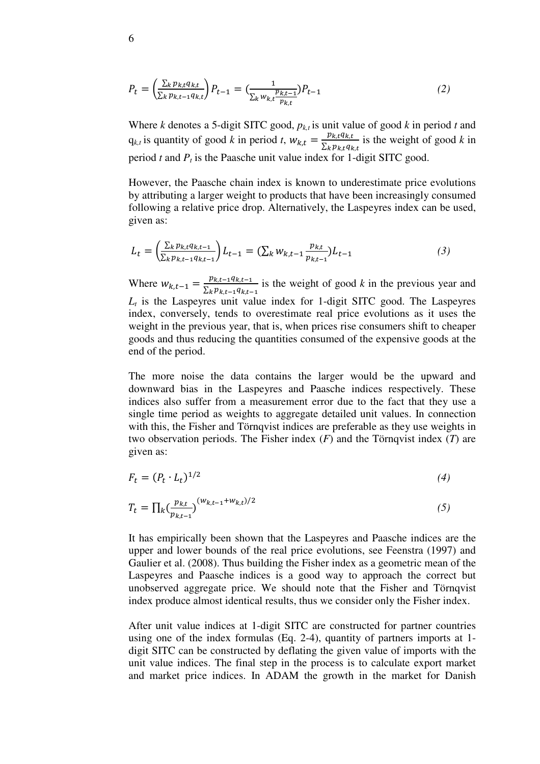$$P_t = \left(\frac{\sum_k p_{k,t} q_{k,t}}{\sum_k p_{k,t-1} q_{k,t}}\right) P_{t-1} = \left(\frac{1}{\sum_k w_{k,t} \frac{p_{k,t-1}}{p_{k,t}}}\right) P_{t-1} \tag{2}$$

Where $k$ denotes a 5-digit SITC good, $p_{k,t}$ is unit value of good $k$ in period $t$ and $q_{k,t}$ is quantity of good $k$ in period $t$, $w_{k,t} = \frac{p_{k,t} q_{k,t}}{\sum_k p_{k,t} q_{k,t}}$ is the weight of good $k$ in period $t$ and $P_t$ is the Paasche unit value index for 1-digit SITC good.

However, the Paasche chain index is known to underestimate price evolutions by attributing a larger weight to products that have been increasingly consumed following a relative price drop. Alternatively, the Laspeyres index can be used, given as:

$$L_t = \left(\frac{\sum_k p_{k,t} q_{k,t-1}}{\sum_k p_{k,t-1} q_{k,t-1}}\right) L_{t-1} = \left(\sum_k w_{k,t-1} \frac{p_{k,t}}{p_{k,t-1}}\right) L_{t-1} \tag{3}$$

Where $w_{k,t-1} = \frac{p_{k,t-1} q_{k,t-1}}{\sum_k p_{k,t-1} q_{k,t-1}}$ is the weight of good $k$ in the previous year and $L_t$ is the Laspeyres unit value index for 1-digit SITC good. The Laspeyres index, conversely, tends to overestimate real price evolutions as it uses the weight in the previous year, that is, when prices rise consumers shift to cheaper goods and thus reducing the quantities consumed of the expensive goods at the end of the period.

The more noise the data contains the larger would be the upward and downward bias in the Laspeyres and Paasche indices respectively. These indices also suffer from a measurement error due to the fact that they use a single time period as weights to aggregate detailed unit values. In connection with this, the Fisher and Törnqvist indices are preferable as they use weights in two observation periods. The Fisher index ($F$) and the Törnqvist index ($T$) are given as:

$$F_t = (P_t \cdot L_t)^{1/2} \tag{4}$$

$$T_t = \prod_k \left(\frac{p_{k,t}}{p_{k,t-1}}\right)^{(w_{k,t-1} + w_{k,t})/2} \tag{5}$$

It has empirically been shown that the Laspeyres and Paasche indices are the upper and lower bounds of the real price evolutions, see Feenstra (1997) and Gaulier et al. (2008). Thus building the Fisher index as a geometric mean of the Laspeyres and Paasche indices is a good way to approach the correct but unobserved aggregate price. We should note that the Fisher and Törnqvist index produce almost identical results, thus we consider only the Fisher index.

After unit value indices at 1-digit SITC are constructed for partner countries using one of the index formulas (Eq. 2-4), quantity of partners imports at 1-digit SITC can be constructed by deflating the given value of imports with the unit value indices. The final step in the process is to calculate export market and market price indices. In ADAM the growth in the market for Danish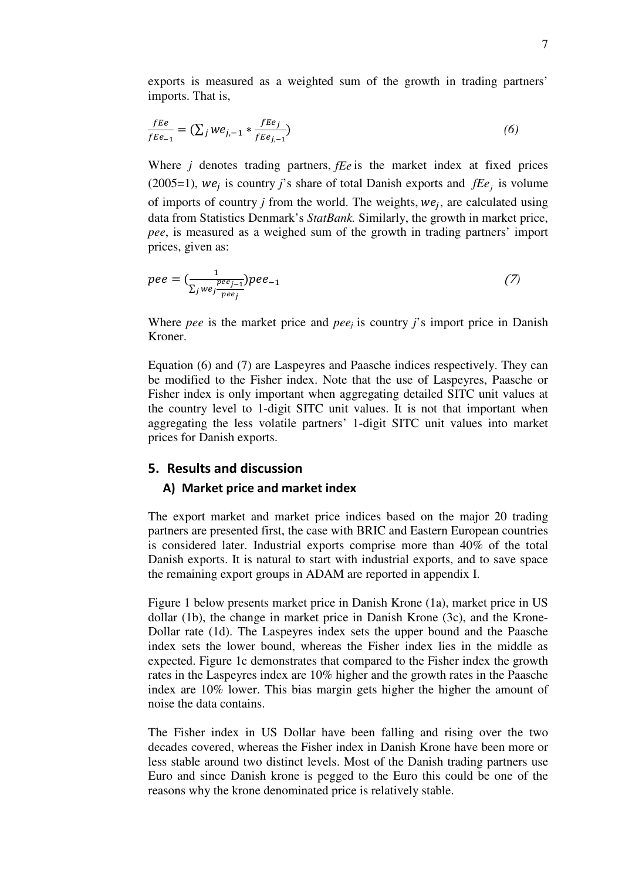exports is measured as a weighted sum of the growth in trading partners' imports. That is,

$$\frac{fEe}{fEe_{-1}} = (\sum_j we_{j,-1} * \frac{fEe_j}{fEe_{j,-1}}) \tag{6}$$

Where $j$ denotes trading partners, $fEe$ is the market index at fixed prices (2005=1), $we_j$ is country $j$'s share of total Danish exports and $fEe_j$ is volume of imports of country $j$ from the world. The weights, $we_j$, are calculated using data from Statistics Denmark's *StatBank.* Similarly, the growth in market price, *pee*, is measured as a weighed sum of the growth in trading partners' import prices, given as:

$$pee = (\frac{1}{\sum_j we_j \frac{pee_{j-1}}{pee_j}}) pee_{-1} \tag{7}$$

Where *pee* is the market price and $pee_j$ is country $j$'s import price in Danish Kroner.

Equation (6) and (7) are Laspeyres and Paasche indices respectively. They can be modified to the Fisher index. Note that the use of Laspeyres, Paasche or Fisher index is only important when aggregating detailed SITC unit values at the country level to 1-digit SITC unit values. It is not that important when aggregating the less volatile partners' 1-digit SITC unit values into market prices for Danish exports.

## 5. Results and discussion

### A) Market price and market index

The export market and market price indices based on the major 20 trading partners are presented first, the case with BRIC and Eastern European countries is considered later. Industrial exports comprise more than 40% of the total Danish exports. It is natural to start with industrial exports, and to save space the remaining export groups in ADAM are reported in appendix I.

Figure 1 below presents market price in Danish Krone (1a), market price in US dollar (1b), the change in market price in Danish Krone (3c), and the Krone-Dollar rate (1d). The Laspeyres index sets the upper bound and the Paasche index sets the lower bound, whereas the Fisher index lies in the middle as expected. Figure 1c demonstrates that compared to the Fisher index the growth rates in the Laspeyres index are 10% higher and the growth rates in the Paasche index are 10% lower. This bias margin gets higher the higher the amount of noise the data contains.

The Fisher index in US Dollar have been falling and rising over the two decades covered, whereas the Fisher index in Danish Krone have been more or less stable around two distinct levels. Most of the Danish trading partners use Euro and since Danish krone is pegged to the Euro this could be one of the reasons why the krone denominated price is relatively stable.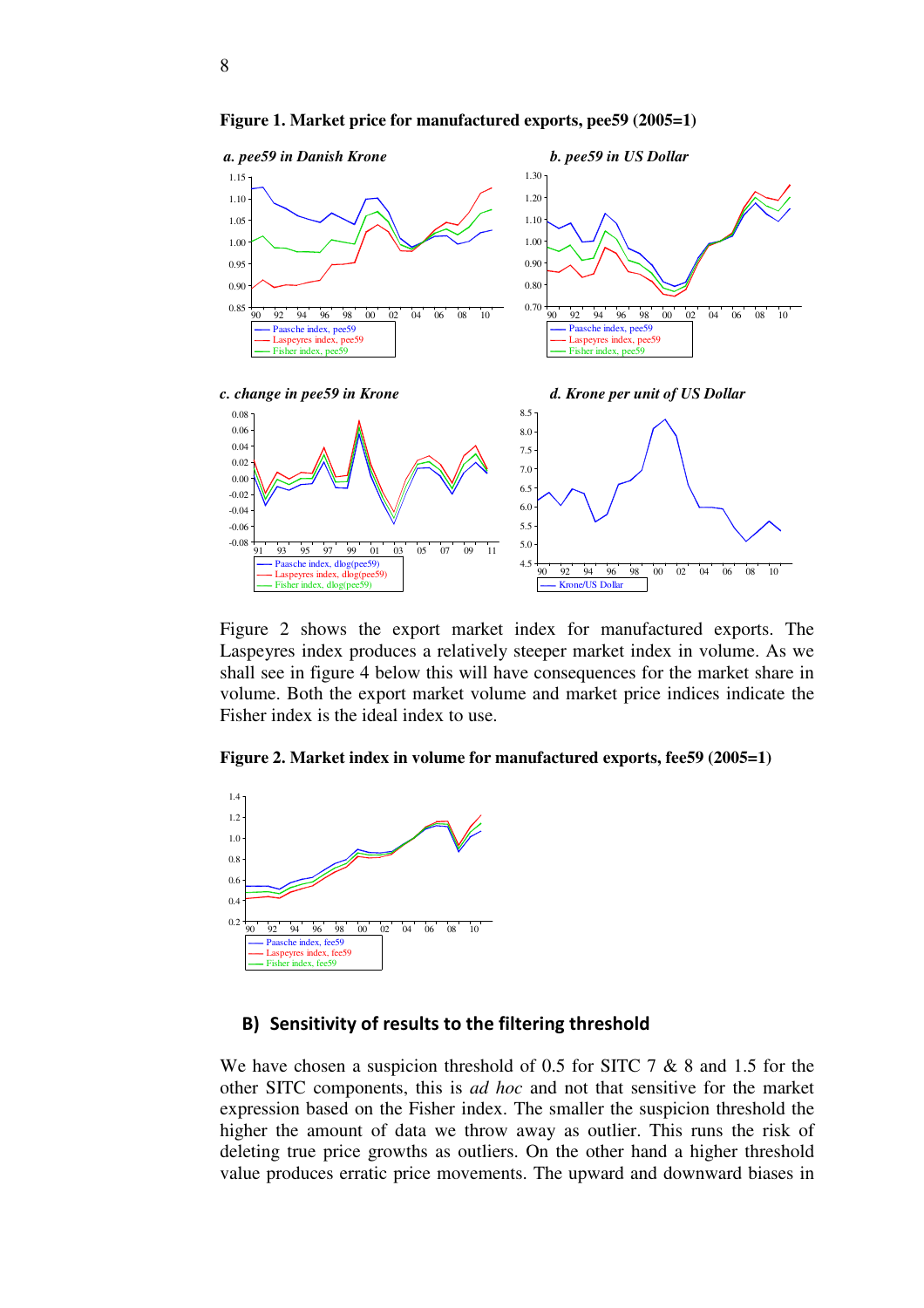**Figure 1. Market price for manufactured exports, pee59 (2005=1)**

Figure 2 shows the export market index for manufactured exports. The Laspeyres index produces a relatively steeper market index in volume. As we shall see in figure 4 below this will have consequences for the market share in volume. Both the export market volume and market price indices indicate the Fisher index is the ideal index to use.

**Figure 2. Market index in volume for manufactured exports, fee59 (2005=1)**

## B) Sensitivity of results to the filtering threshold

We have chosen a suspicion threshold of 0.5 for SITC 7 & 8 and 1.5 for the other SITC components, this is *ad hoc* and not that sensitive for the market expression based on the Fisher index. The smaller the suspicion threshold the higher the amount of data we throw away as outlier. This runs the risk of deleting true price growths as outliers. On the other hand a higher threshold value produces erratic price movements. The upward and downward biases in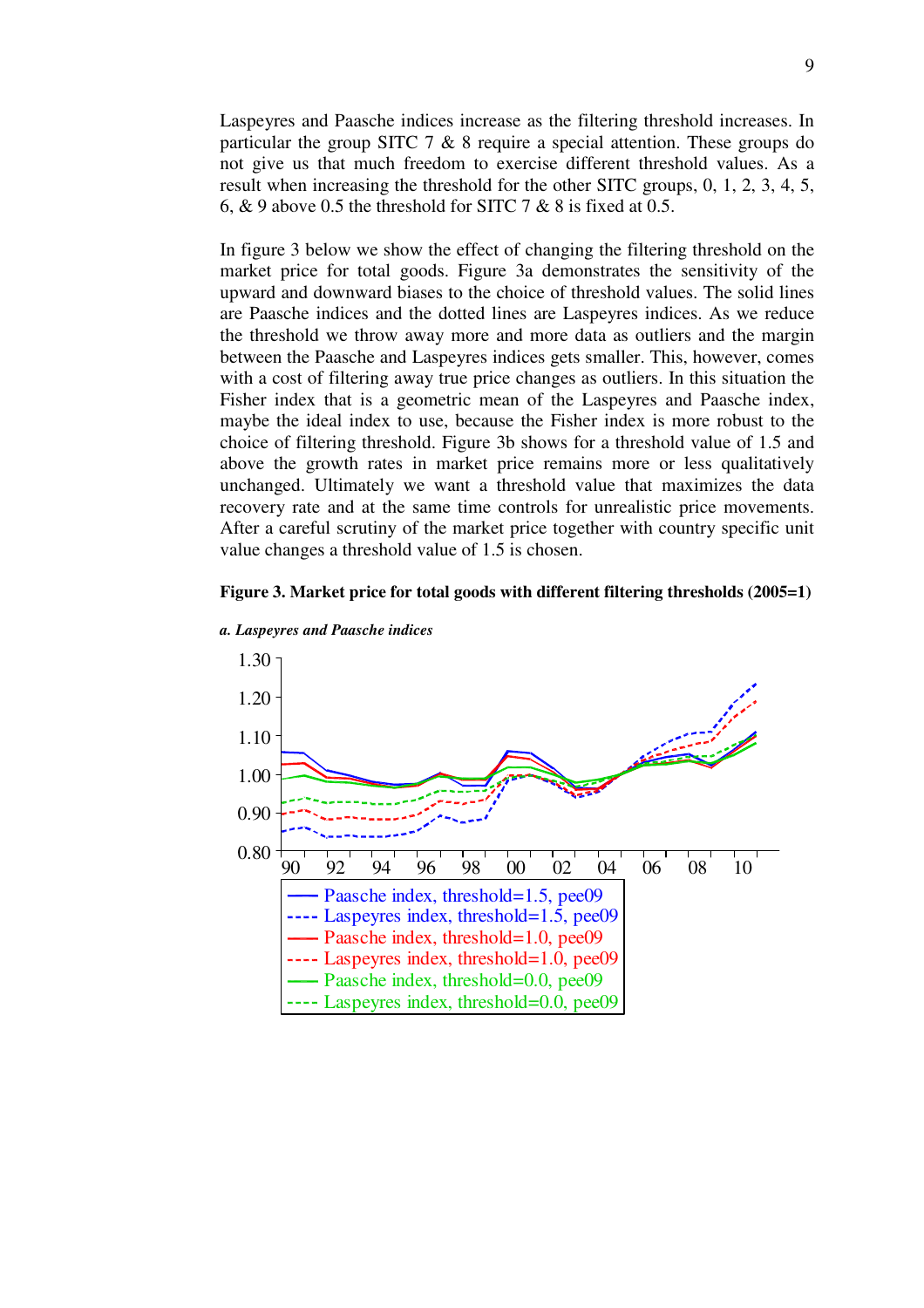Laspeyres and Paasche indices increase as the filtering threshold increases. In particular the group SITC 7 & 8 require a special attention. These groups do not give us that much freedom to exercise different threshold values. As a result when increasing the threshold for the other SITC groups, 0, 1, 2, 3, 4, 5, 6, & 9 above 0.5 the threshold for SITC 7 & 8 is fixed at 0.5.

In figure 3 below we show the effect of changing the filtering threshold on the market price for total goods. Figure 3a demonstrates the sensitivity of the upward and downward biases to the choice of threshold values. The solid lines are Paasche indices and the dotted lines are Laspeyres indices. As we reduce the threshold we throw away more and more data as outliers and the margin between the Paasche and Laspeyres indices gets smaller. This, however, comes with a cost of filtering away true price changes as outliers. In this situation the Fisher index that is a geometric mean of the Laspeyres and Paasche index, maybe the ideal index to use, because the Fisher index is more robust to the choice of filtering threshold. Figure 3b shows for a threshold value of 1.5 and above the growth rates in market price remains more or less qualitatively unchanged. Ultimately we want a threshold value that maximizes the data recovery rate and at the same time controls for unrealistic price movements. After a careful scrutiny of the market price together with country specific unit value changes a threshold value of 1.5 is chosen.

**Figure 3. Market price for total goods with different filtering thresholds (2005=1)**

***a. Laspeyres and Paasche indices***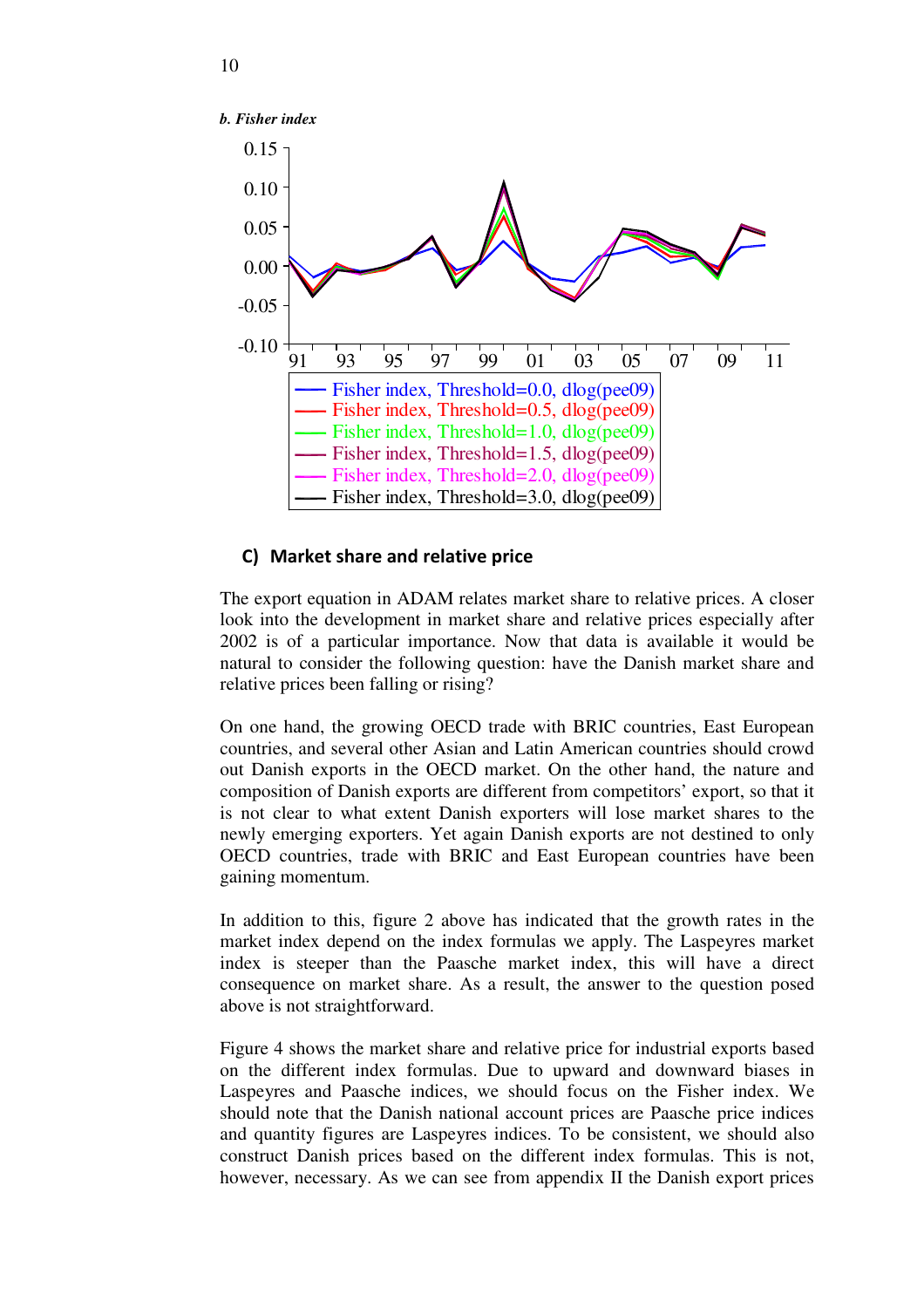*b. Fisher index*

Fisher index, Threshold=0.0, dlog(pee09)
Fisher index, Threshold=0.5, dlog(pee09)
Fisher index, Threshold=1.0, dlog(pee09)
Fisher index, Threshold=1.5, dlog(pee09)
Fisher index, Threshold=2.0, dlog(pee09)
Fisher index, Threshold=3.0, dlog(pee09)

### C) Market share and relative price

The export equation in ADAM relates market share to relative prices. A closer look into the development in market share and relative prices especially after 2002 is of a particular importance. Now that data is available it would be natural to consider the following question: have the Danish market share and relative prices been falling or rising?

On one hand, the growing OECD trade with BRIC countries, East European countries, and several other Asian and Latin American countries should crowd out Danish exports in the OECD market. On the other hand, the nature and composition of Danish exports are different from competitors' export, so that it is not clear to what extent Danish exporters will lose market shares to the newly emerging exporters. Yet again Danish exports are not destined to only OECD countries, trade with BRIC and East European countries have been gaining momentum.

In addition to this, figure 2 above has indicated that the growth rates in the market index depend on the index formulas we apply. The Laspeyres market index is steeper than the Paasche market index, this will have a direct consequence on market share. As a result, the answer to the question posed above is not straightforward.

Figure 4 shows the market share and relative price for industrial exports based on the different index formulas. Due to upward and downward biases in Laspeyres and Paasche indices, we should focus on the Fisher index. We should note that the Danish national account prices are Paasche price indices and quantity figures are Laspeyres indices. To be consistent, we should also construct Danish prices based on the different index formulas. This is not, however, necessary. As we can see from appendix II the Danish export prices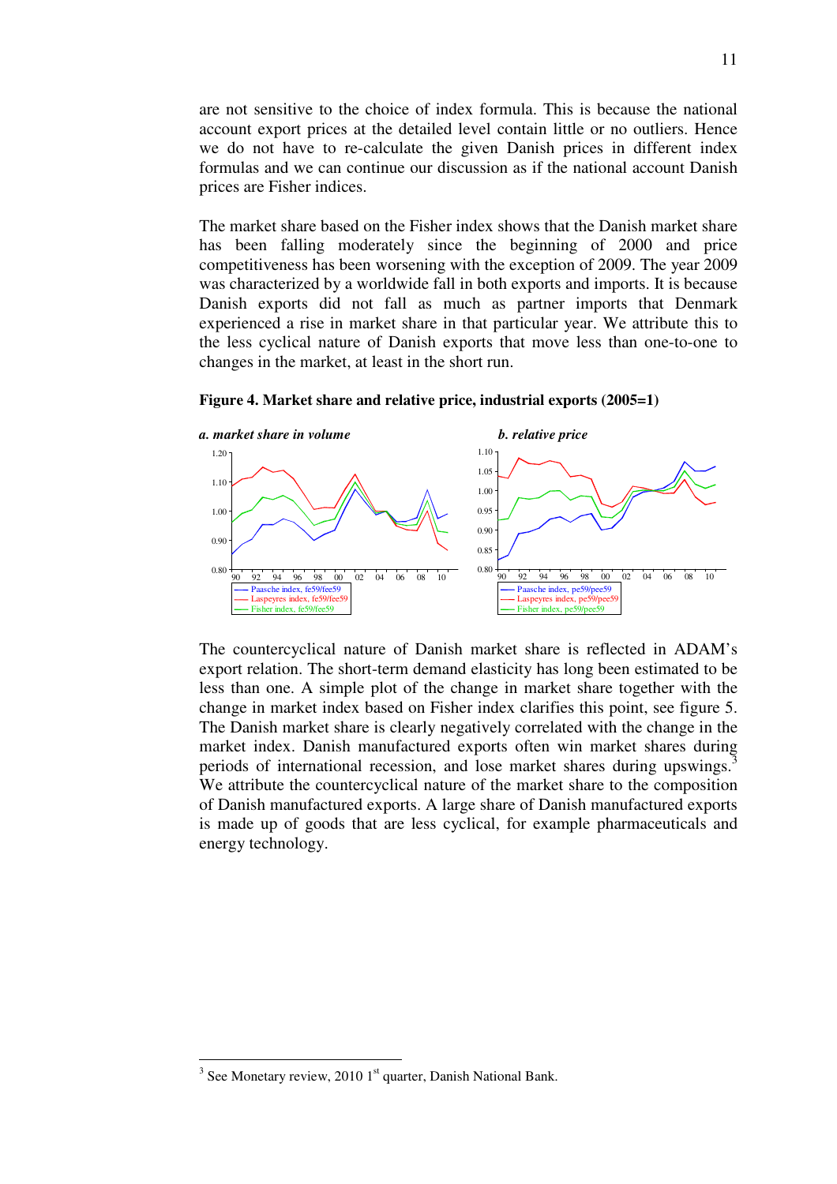are not sensitive to the choice of index formula. This is because the national account export prices at the detailed level contain little or no outliers. Hence we do not have to re-calculate the given Danish prices in different index formulas and we can continue our discussion as if the national account Danish prices are Fisher indices.

The market share based on the Fisher index shows that the Danish market share has been falling moderately since the beginning of 2000 and price competitiveness has been worsening with the exception of 2009. The year 2009 was characterized by a worldwide fall in both exports and imports. It is because Danish exports did not fall as much as partner imports that Denmark experienced a rise in market share in that particular year. We attribute this to the less cyclical nature of Danish exports that move less than one-to-one to changes in the market, at least in the short run.

**Figure 4. Market share and relative price, industrial exports (2005=1)**

***a. market share in volume*** ***b. relative price***

The countercyclical nature of Danish market share is reflected in ADAM's export relation. The short-term demand elasticity has long been estimated to be less than one. A simple plot of the change in market share together with the change in market index based on Fisher index clarifies this point, see figure 5. The Danish market share is clearly negatively correlated with the change in the market index. Danish manufactured exports often win market shares during periods of international recession, and lose market shares during upswings.[3] We attribute the countercyclical nature of the market share to the composition of Danish manufactured exports. A large share of Danish manufactured exports is made up of goods that are less cyclical, for example pharmaceuticals and energy technology.

---

[3] See Monetary review, 2010 1st quarter, Danish National Bank.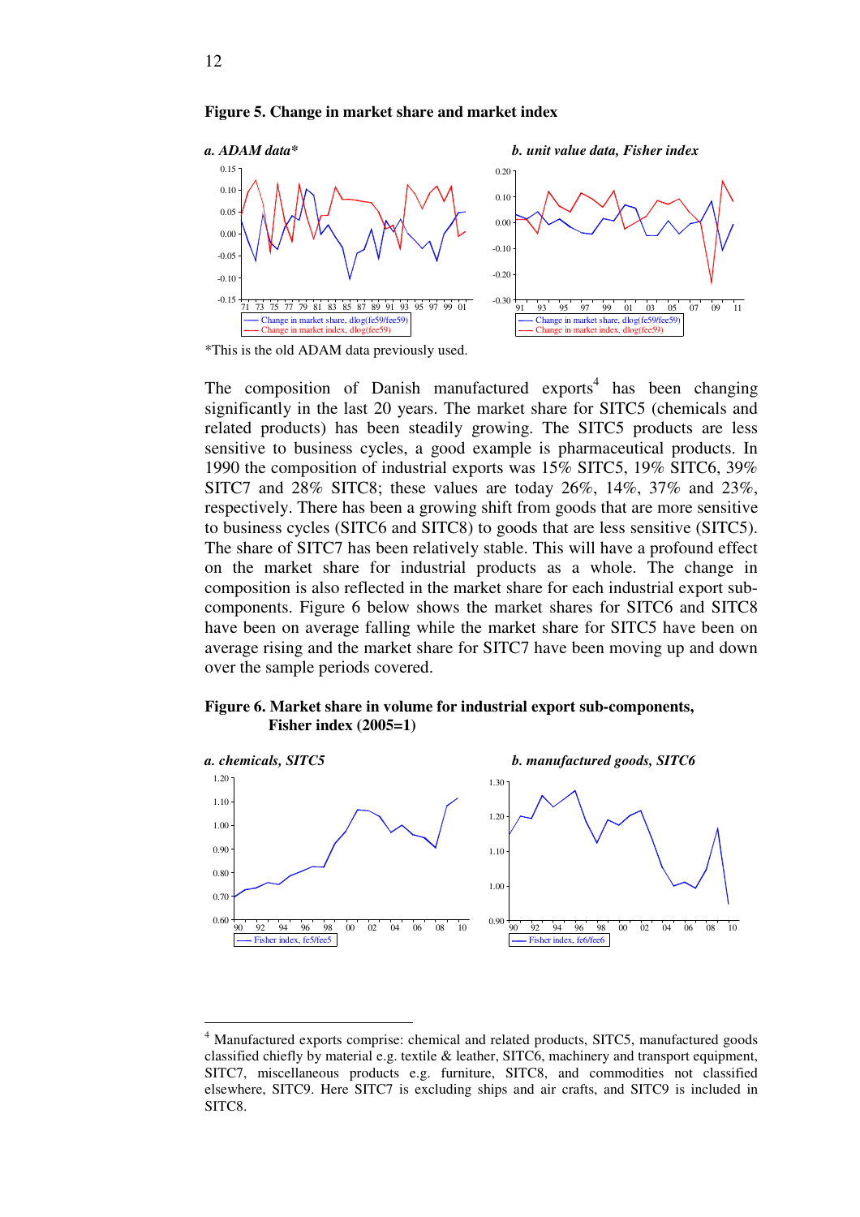**Figure 5. Change in market share and market index**

*a. ADAM data**

*b. unit value data, Fisher index*

*This is the old ADAM data previously used.

The composition of Danish manufactured exports[4] has been changing significantly in the last 20 years. The market share for SITC5 (chemicals and related products) has been steadily growing. The SITC5 products are less sensitive to business cycles, a good example is pharmaceutical products. In 1990 the composition of industrial exports was 15% SITC5, 19% SITC6, 39% SITC7 and 28% SITC8; these values are today 26%, 14%, 37% and 23%, respectively. There has been a growing shift from goods that are more sensitive to business cycles (SITC6 and SITC8) to goods that are less sensitive (SITC5). The share of SITC7 has been relatively stable. This will have a profound effect on the market share for industrial products as a whole. The change in composition is also reflected in the market share for each industrial export sub-components. Figure 6 below shows the market shares for SITC6 and SITC8 have been on average falling while the market share for SITC5 have been on average rising and the market share for SITC7 have been moving up and down over the sample periods covered.

**Figure 6. Market share in volume for industrial export sub-components, Fisher index (2005=1)**

*a. chemicals, SITC5*

*b. manufactured goods, SITC6*

[4] Manufactured exports comprise: chemical and related products, SITC5, manufactured goods classified chiefly by material e.g. textile & leather, SITC6, machinery and transport equipment, SITC7, miscellaneous products e.g. furniture, SITC8, and commodities not classified elsewhere, SITC9. Here SITC7 is excluding ships and air crafts, and SITC9 is included in SITC8.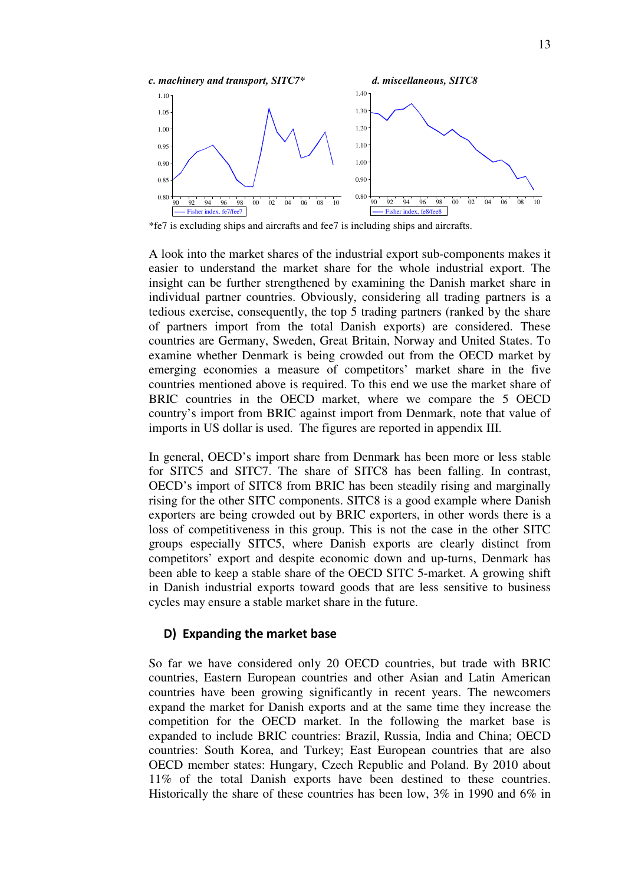*c. machinery and transport, SITC7**

*d. miscellaneous, SITC8*

*fe7 is excluding ships and aircrafts and fee7 is including ships and aircrafts.

A look into the market shares of the industrial export sub-components makes it easier to understand the market share for the whole industrial export. The insight can be further strengthened by examining the Danish market share in individual partner countries. Obviously, considering all trading partners is a tedious exercise, consequently, the top 5 trading partners (ranked by the share of partners import from the total Danish exports) are considered. These countries are Germany, Sweden, Great Britain, Norway and United States. To examine whether Denmark is being crowded out from the OECD market by emerging economies a measure of competitors' market share in the five countries mentioned above is required. To this end we use the market share of BRIC countries in the OECD market, where we compare the 5 OECD country's import from BRIC against import from Denmark, note that value of imports in US dollar is used. The figures are reported in appendix III.

In general, OECD's import share from Denmark has been more or less stable for SITC5 and SITC7. The share of SITC8 has been falling. In contrast, OECD's import of SITC8 from BRIC has been steadily rising and marginally rising for the other SITC components. SITC8 is a good example where Danish exporters are being crowded out by BRIC exporters, in other words there is a loss of competitiveness in this group. This is not the case in the other SITC groups especially SITC5, where Danish exports are clearly distinct from competitors' export and despite economic down and up-turns, Denmark has been able to keep a stable share of the OECD SITC 5-market. A growing shift in Danish industrial exports toward goods that are less sensitive to business cycles may ensure a stable market share in the future.

### D) Expanding the market base

So far we have considered only 20 OECD countries, but trade with BRIC countries, Eastern European countries and other Asian and Latin American countries have been growing significantly in recent years. The newcomers expand the market for Danish exports and at the same time they increase the competition for the OECD market. In the following the market base is expanded to include BRIC countries: Brazil, Russia, India and China; OECD countries: South Korea, and Turkey; East European countries that are also OECD member states: Hungary, Czech Republic and Poland. By 2010 about 11% of the total Danish exports have been destined to these countries. Historically the share of these countries has been low, 3% in 1990 and 6% in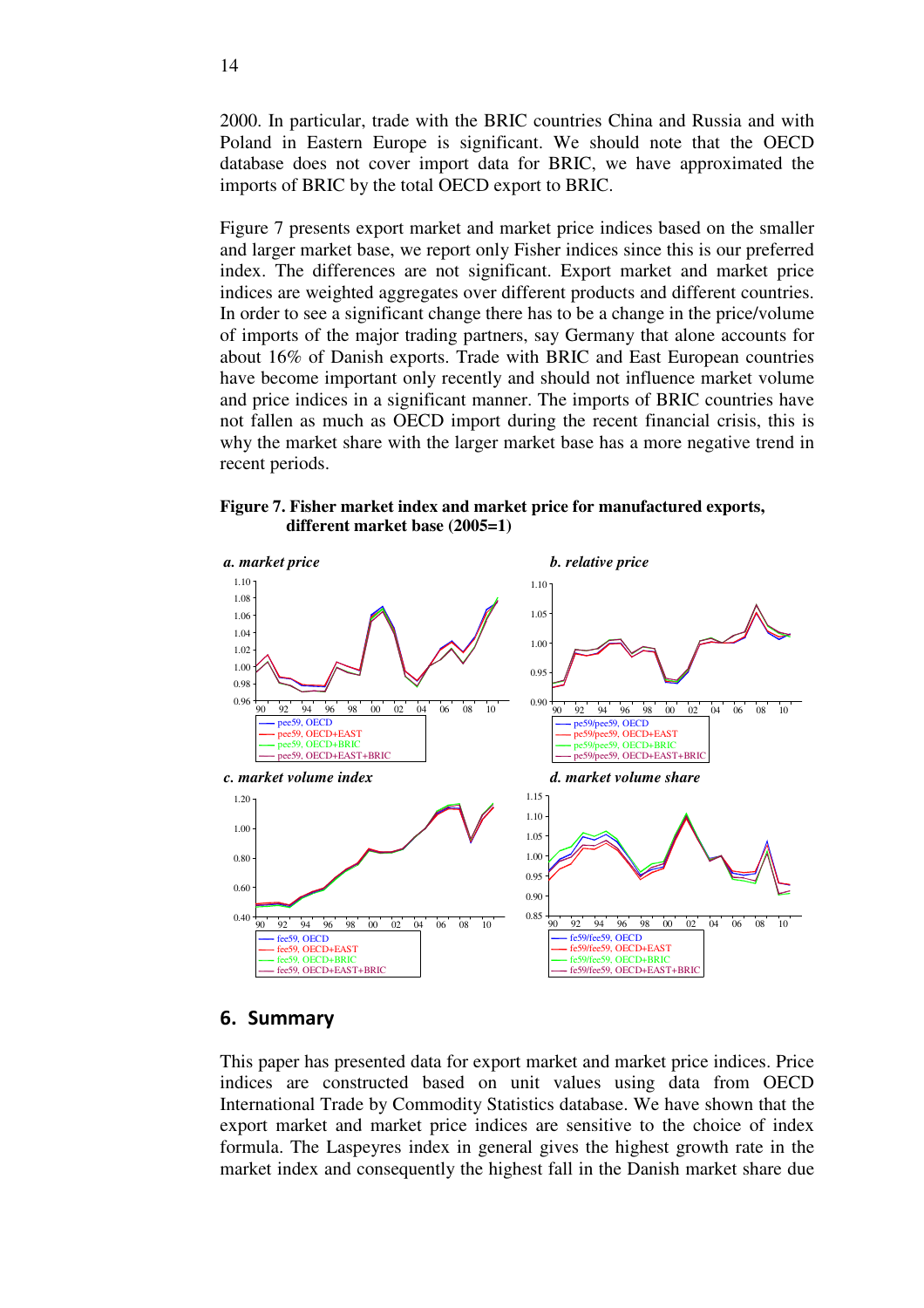2000. In particular, trade with the BRIC countries China and Russia and with Poland in Eastern Europe is significant. We should note that the OECD database does not cover import data for BRIC, we have approximated the imports of BRIC by the total OECD export to BRIC.

Figure 7 presents export market and market price indices based on the smaller and larger market base, we report only Fisher indices since this is our preferred index. The differences are not significant. Export market and market price indices are weighted aggregates over different products and different countries. In order to see a significant change there has to be a change in the price/volume of imports of the major trading partners, say Germany that alone accounts for about 16% of Danish exports. Trade with BRIC and East European countries have become important only recently and should not influence market volume and price indices in a significant manner. The imports of BRIC countries have not fallen as much as OECD import during the recent financial crisis, this is why the market share with the larger market base has a more negative trend in recent periods.

**Figure 7. Fisher market index and market price for manufactured exports, different market base (2005=1)**

*a. market price*

*b. relative price*

*c. market volume index*

*d. market volume share*

## 6. Summary

This paper has presented data for export market and market price indices. Price indices are constructed based on unit values using data from OECD International Trade by Commodity Statistics database. We have shown that the export market and market price indices are sensitive to the choice of index formula. The Laspeyres index in general gives the highest growth rate in the market index and consequently the highest fall in the Danish market share due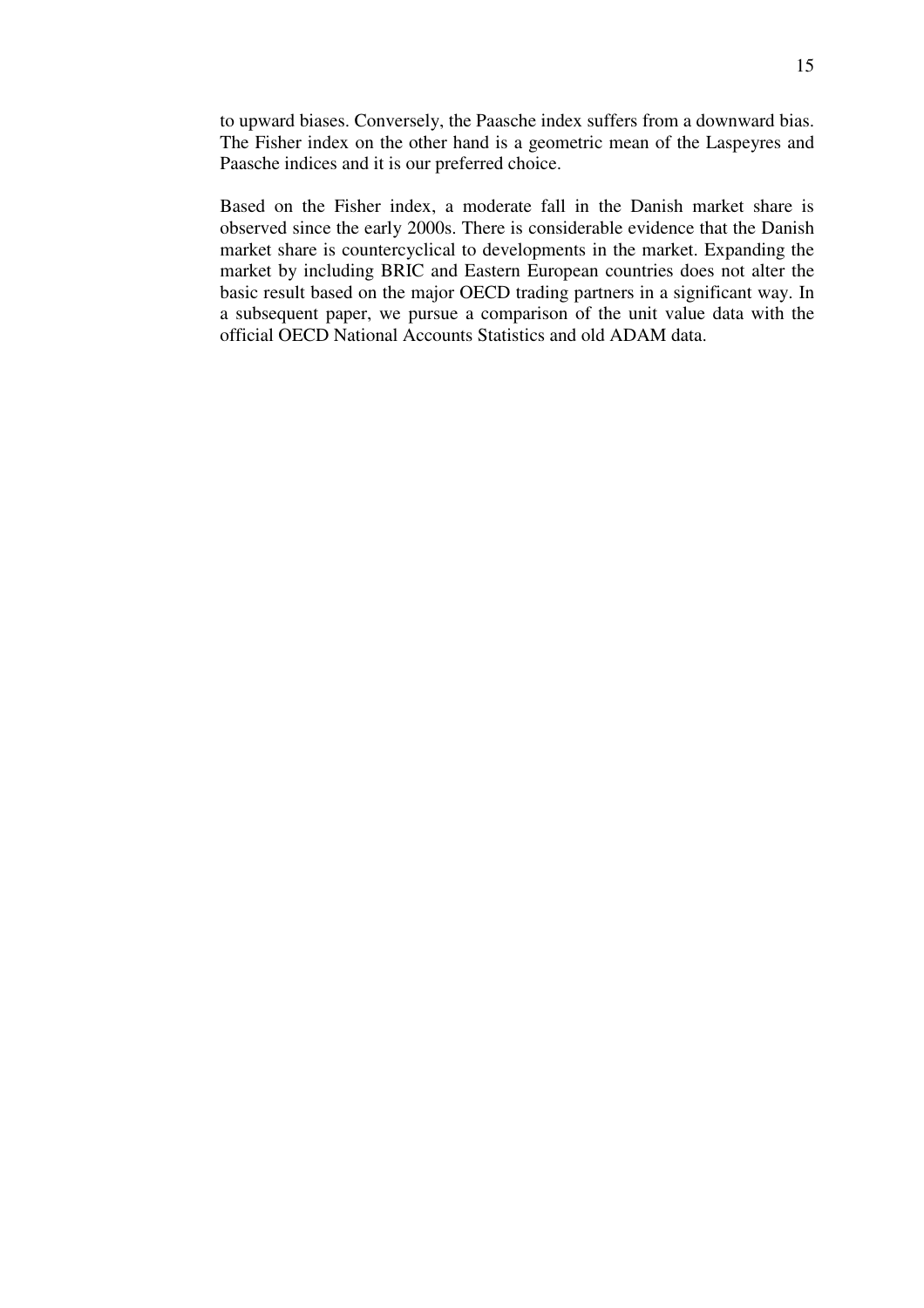to upward biases. Conversely, the Paasche index suffers from a downward bias. The Fisher index on the other hand is a geometric mean of the Laspeyres and Paasche indices and it is our preferred choice.

Based on the Fisher index, a moderate fall in the Danish market share is observed since the early 2000s. There is considerable evidence that the Danish market share is countercyclical to developments in the market. Expanding the market by including BRIC and Eastern European countries does not alter the basic result based on the major OECD trading partners in a significant way. In a subsequent paper, we pursue a comparison of the unit value data with the official OECD National Accounts Statistics and old ADAM data.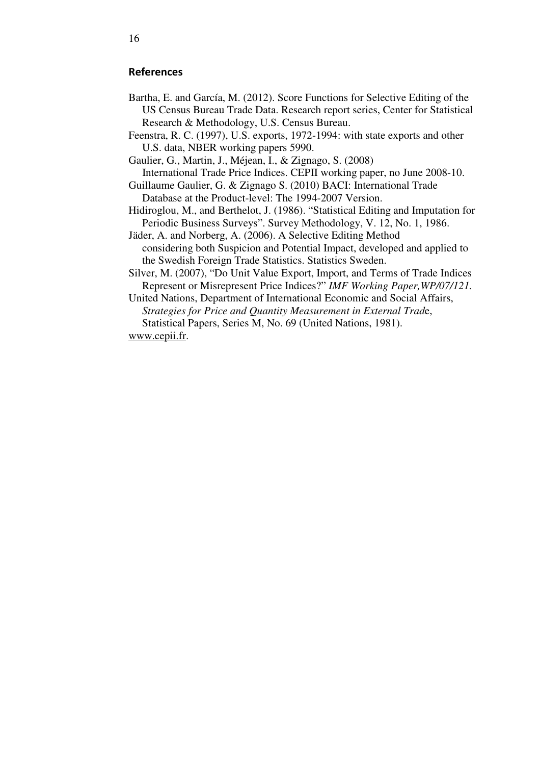## References

Bartha, E. and García, M. (2012). Score Functions for Selective Editing of the US Census Bureau Trade Data. Research report series, Center for Statistical Research & Methodology, U.S. Census Bureau.

Feenstra, R. C. (1997), U.S. exports, 1972-1994: with state exports and other U.S. data, NBER working papers 5990.

Gaulier, G., Martin, J., Méjean, I., & Zignago, S. (2008) International Trade Price Indices. CEPII working paper, no June 2008-10.

Guillaume Gaulier, G. & Zignago S. (2010) BACI: International Trade Database at the Product-level: The 1994-2007 Version.

Hidiroglou, M., and Berthelot, J. (1986). "Statistical Editing and Imputation for Periodic Business Surveys". Survey Methodology, V. 12, No. 1, 1986.

Jäder, A. and Norberg, A. (2006). A Selective Editing Method considering both Suspicion and Potential Impact, developed and applied to the Swedish Foreign Trade Statistics. Statistics Sweden.

Silver, M. (2007), "Do Unit Value Export, Import, and Terms of Trade Indices Represent or Misrepresent Price Indices?" *IMF Working Paper,WP/07/121.*

United Nations, Department of International Economic and Social Affairs, *Strategies for Price and Quantity Measurement in External Trad*e, Statistical Papers, Series M, No. 69 (United Nations, 1981).

www.cepii.fr.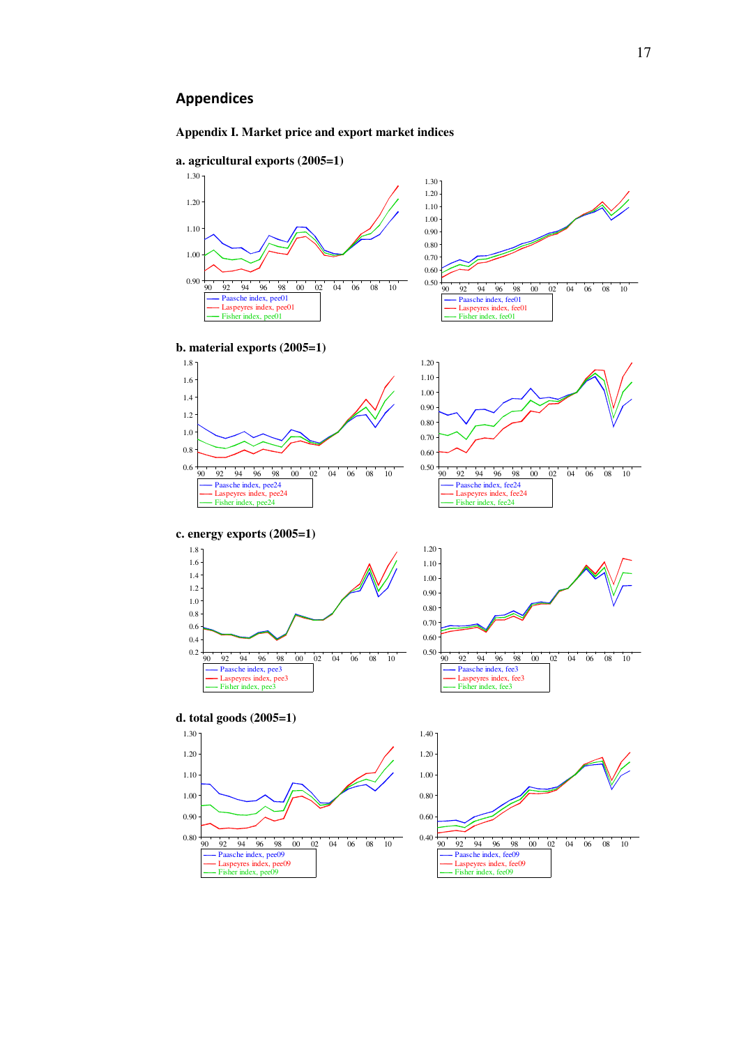## Appendices

### Appendix I. Market price and export market indices

**a. agricultural exports (2005=1)**

— Paasche index, pee01
— Laspeyres index, pee01
— Fisher index, pee01

— Paasche index, fee01
— Laspeyres index, fee01
— Fisher index, fee01

**b. material exports (2005=1)**

— Paasche index, pee24
— Laspeyres index, pee24
— Fisher index, pee24

— Paasche index, fee24
— Laspeyres index, fee24
— Fisher index, fee24

**c. energy exports (2005=1)**

— Paasche index, pee3
— Laspeyres index, pee3
— Fisher index, pee3

— Paasche index, fee3
— Laspeyres index, fee3
— Fisher index, fee3

**d. total goods (2005=1)**

— Paasche index, pee09
— Laspeyres index, pee09
— Fisher index, pee09

— Paasche index, fee09
— Laspeyres index, fee09
— Fisher index, fee09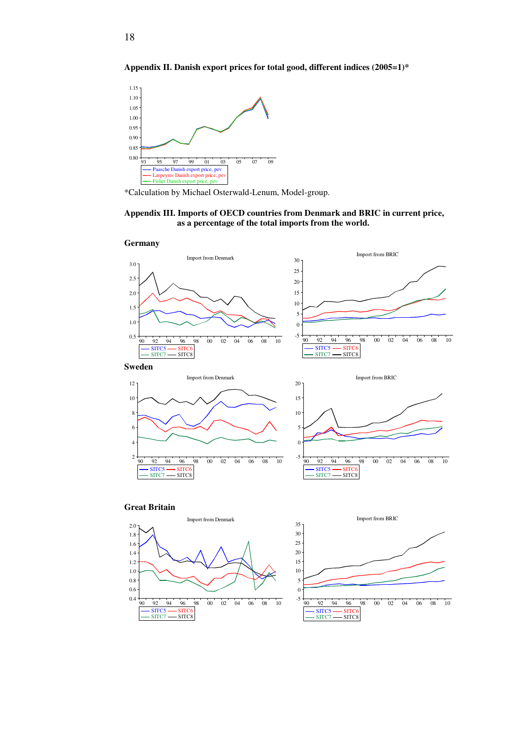### Appendix II. Danish export prices for total good, different indices (2005=1)*

*Calculation by Michael Osterwald-Lenum, Model-group.

### Appendix III. Imports of OECD countries from Denmark and BRIC in current price, as a percentage of the total imports from the world.

**Germany**

**Sweden**

**Great Britain**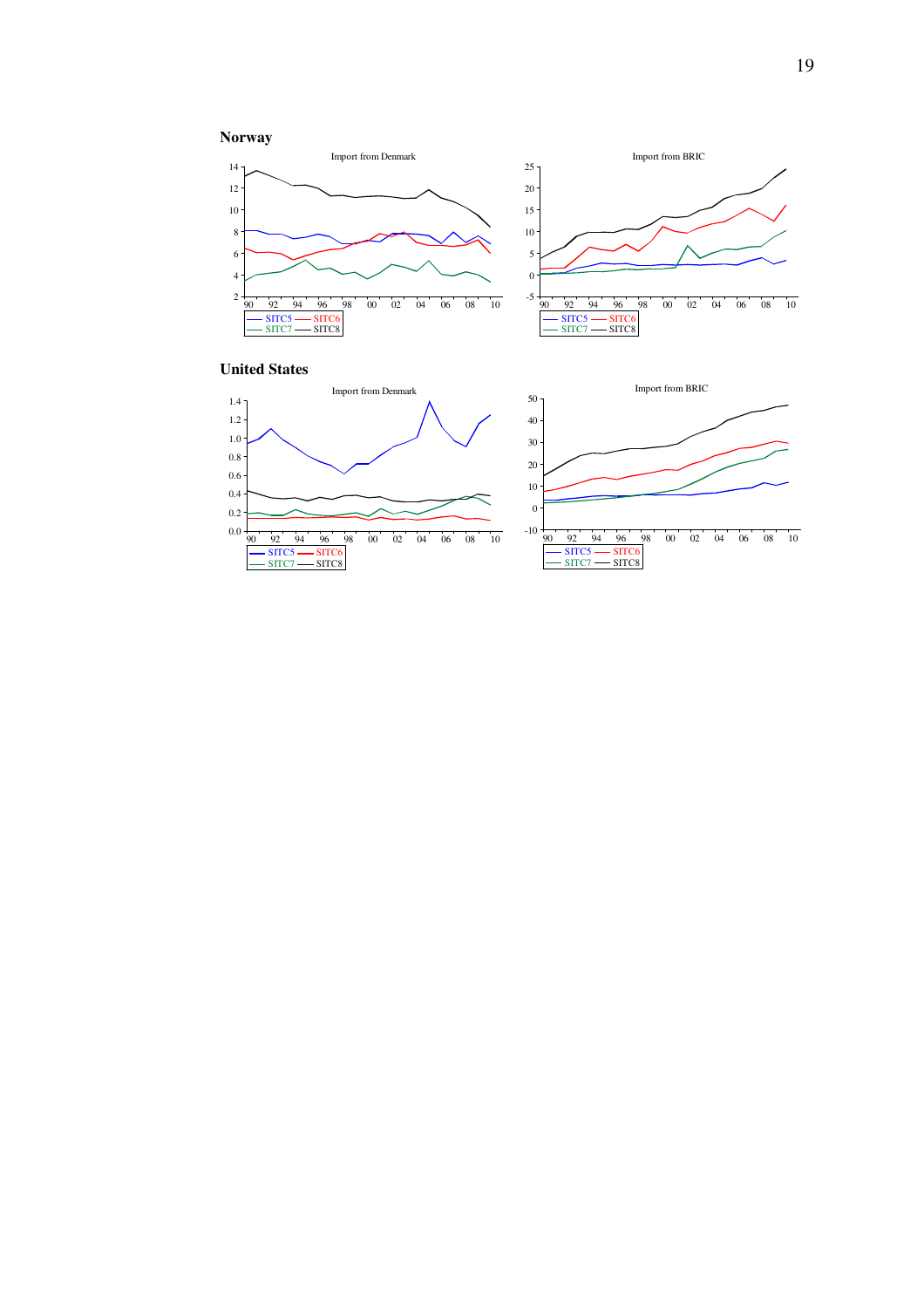## Norway

Import from Denmark

14
12
10
8
6
4
2

90 92 94 96 98 00 02 04 06 08 10

SITC5 SITC6
SITC7 SITC8

Import from BRIC

25
20
15
10
5
0
-5

90 92 94 96 98 00 02 04 06 08 10

SITC5 SITC6
SITC7 SITC8

## United States

Import from Denmark

1.4
1.2
1.0
0.8
0.6
0.4
0.2
0.0

90 92 94 96 98 00 02 04 06 08 10

SITC5 SITC6
SITC7 SITC8

Import from BRIC

50
40
30
20
10
0
-10

90 92 94 96 98 00 02 04 06 08 10

SITC5 SITC6
SITC7 SITC8